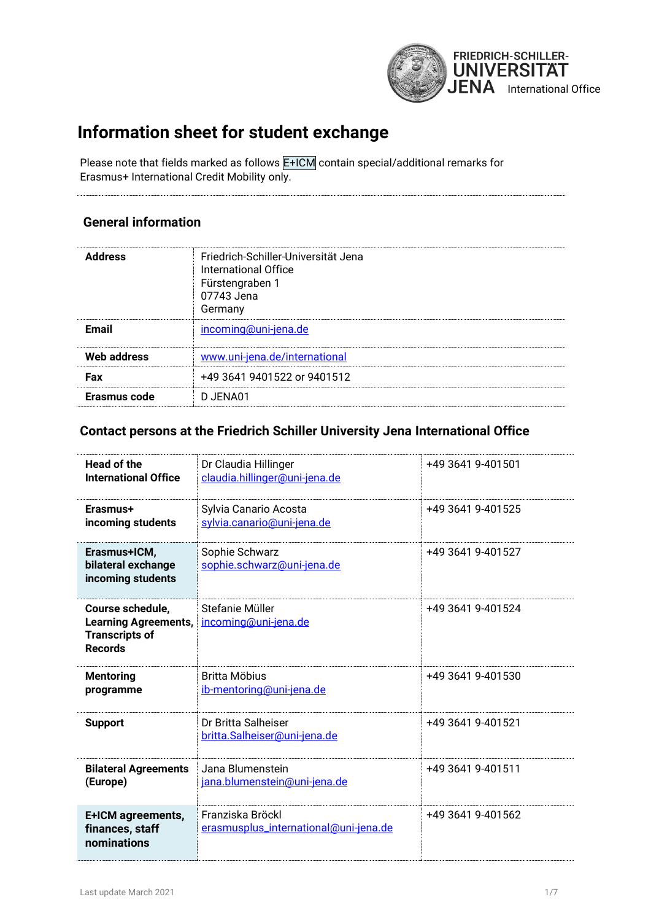FRIEDRICH-SCHILLER-UNIVERSITÄT JENA International Office

# Information sheet for student exchange

Please note that fields marked as follows E+ICM contain special/additional remarks for Erasmus+ International Credit Mobility only.

## General information

| | |
|---|---|
| **Address** | Friedrich-Schiller-Universität Jena<br>International Office<br>Fürstengraben 1<br>07743 Jena<br>Germany |
| **Email** | incoming@uni-jena.de |
| **Web address** | www.uni-jena.de/international |
| **Fax** | +49 3641 9401522 or 9401512 |
| **Erasmus code** | D JENA01 |

## Contact persons at the Friedrich Schiller University Jena International Office

| | | |
|---|---|---|
| **Head of the International Office** | Dr Claudia Hillinger<br>claudia.hillinger@uni-jena.de | +49 3641 9-401501 |
| **Erasmus+ incoming students** | Sylvia Canario Acosta<br>sylvia.canario@uni-jena.de | +49 3641 9-401525 |
| **Erasmus+ICM, bilateral exchange incoming students** | Sophie Schwarz<br>sophie.schwarz@uni-jena.de | +49 3641 9-401527 |
| **Course schedule, Learning Agreements, Transcripts of Records** | Stefanie Müller<br>incoming@uni-jena.de | +49 3641 9-401524 |
| **Mentoring programme** | Britta Möbius<br>ib-mentoring@uni-jena.de | +49 3641 9-401530 |
| **Support** | Dr Britta Salheiser<br>britta.Salheiser@uni-jena.de | +49 3641 9-401521 |
| **Bilateral Agreements (Europe)** | Jana Blumenstein<br>jana.blumenstein@uni-jena.de | +49 3641 9-401511 |
| **E+ICM agreements, finances, staff nominations** | Franziska Bröckl<br>erasmusplus_international@uni-jena.de | +49 3641 9-401562 |

Last update March 2021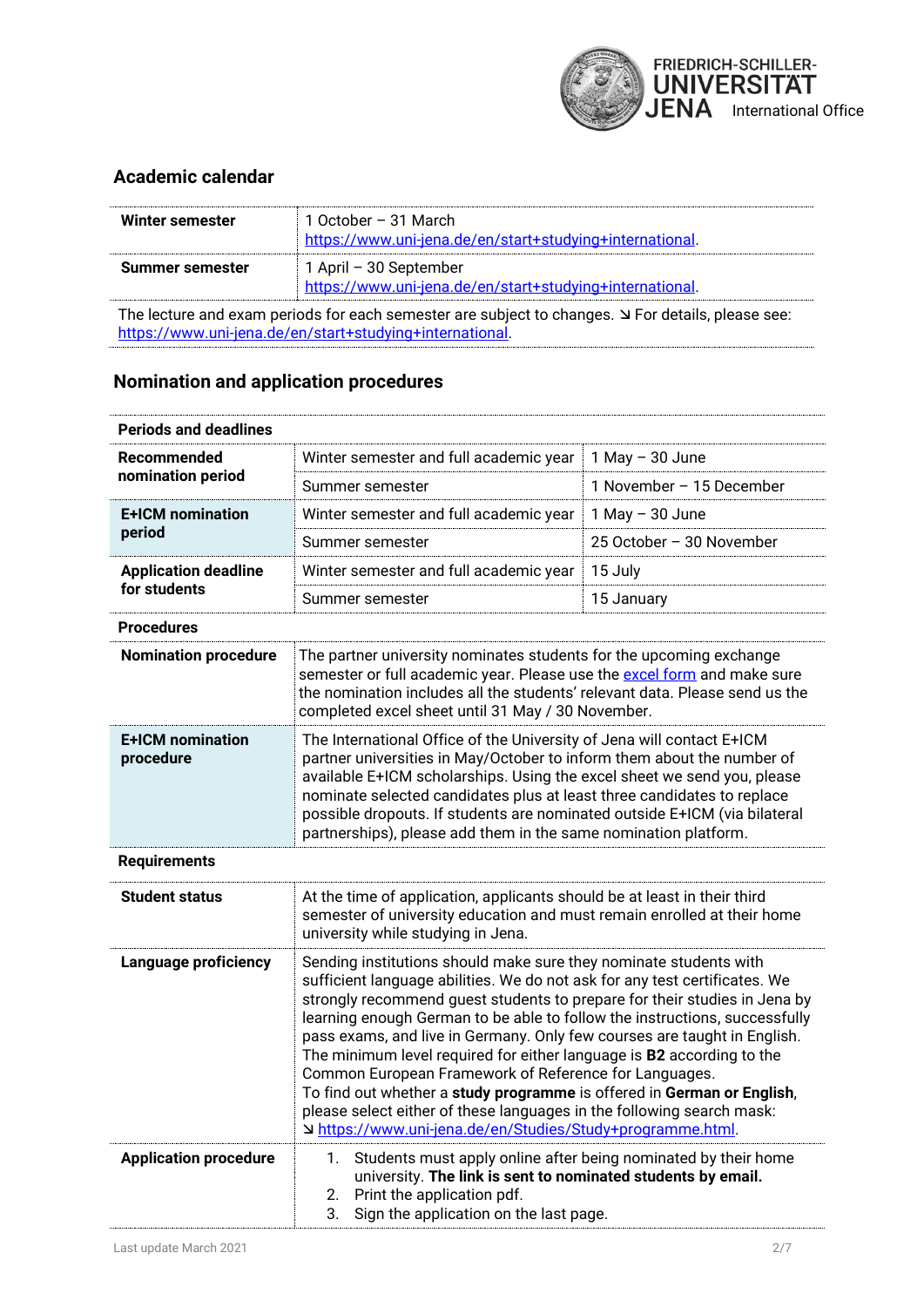## Academic calendar

| | |
|---|---|
| **Winter semester** | 1 October – 31 March<br>https://www.uni-jena.de/en/start+studying+international. |
| **Summer semester** | 1 April – 30 September<br>https://www.uni-jena.de/en/start+studying+international. |

The lecture and exam periods for each semester are subject to changes. ↘ For details, please see: https://www.uni-jena.de/en/start+studying+international.

## Nomination and application procedures

| **Periods and deadlines** | | |
|---|---|---|
| **Recommended nomination period** | Winter semester and full academic year | 1 May – 30 June |
| | Summer semester | 1 November – 15 December |
| **E+ICM nomination period** | Winter semester and full academic year | 1 May – 30 June |
| | Summer semester | 25 October – 30 November |
| **Application deadline for students** | Winter semester and full academic year | 15 July |
| | Summer semester | 15 January |

| **Procedures** | |
|---|---|
| **Nomination procedure** | The partner university nominates students for the upcoming exchange semester or full academic year. Please use the excel form and make sure the nomination includes all the students' relevant data. Please send us the completed excel sheet until 31 May / 30 November. |
| **E+ICM nomination procedure** | The International Office of the University of Jena will contact E+ICM partner universities in May/October to inform them about the number of available E+ICM scholarships. Using the excel sheet we send you, please nominate selected candidates plus at least three candidates to replace possible dropouts. If students are nominated outside E+ICM (via bilateral partnerships), please add them in the same nomination platform. |

| **Requirements** | |
|---|---|
| **Student status** | At the time of application, applicants should be at least in their third semester of university education and must remain enrolled at their home university while studying in Jena. |
| **Language proficiency** | Sending institutions should make sure they nominate students with sufficient language abilities. We do not ask for any test certificates. We strongly recommend guest students to prepare for their studies in Jena by learning enough German to be able to follow the instructions, successfully pass exams, and live in Germany. Only few courses are taught in English. The minimum level required for either language is **B2** according to the Common European Framework of Reference for Languages.<br>To find out whether a **study programme** is offered in **German or English**, please select either of these languages in the following search mask:<br>↘ https://www.uni-jena.de/en/Studies/Study+programme.html. |
| **Application procedure** | 1. Students must apply online after being nominated by their home university. **The link is sent to nominated students by email.**<br>2. Print the application pdf.<br>3. Sign the application on the last page. |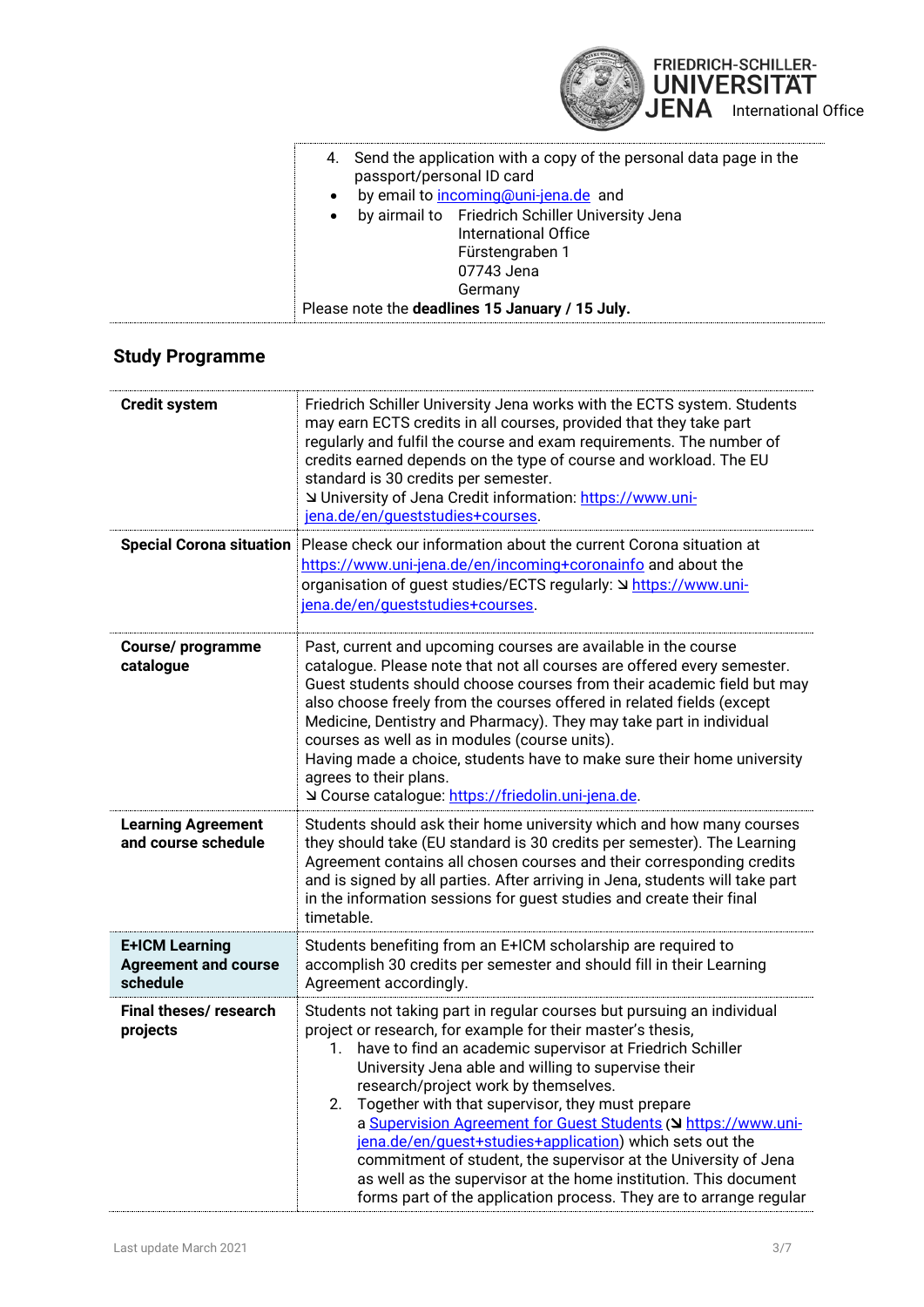| | |
|---|---|
| | 4. Send the application with a copy of the personal data page in the passport/personal ID card<br>• by email to incoming@uni-jena.de and<br>• by airmail to Friedrich Schiller University Jena<br>International Office<br>Fürstengraben 1<br>07743 Jena<br>Germany<br>Please note the **deadlines 15 January / 15 July.** |

## Study Programme

| | |
|---|---|
| **Credit system** | Friedrich Schiller University Jena works with the ECTS system. Students may earn ECTS credits in all courses, provided that they take part regularly and fulfil the course and exam requirements. The number of credits earned depends on the type of course and workload. The EU standard is 30 credits per semester.<br>↘ University of Jena Credit information: https://www.uni-jena.de/en/gueststudies+courses. |
| **Special Corona situation** | Please check our information about the current Corona situation at https://www.uni-jena.de/en/incoming+coronainfo and about the organisation of guest studies/ECTS regularly: ↘ https://www.uni-jena.de/en/gueststudies+courses. |
| **Course/ programme catalogue** | Past, current and upcoming courses are available in the course catalogue. Please note that not all courses are offered every semester. Guest students should choose courses from their academic field but may also choose freely from the courses offered in related fields (except Medicine, Dentistry and Pharmacy). They may take part in individual courses as well as in modules (course units).<br>Having made a choice, students have to make sure their home university agrees to their plans.<br>↘ Course catalogue: https://friedolin.uni-jena.de. |
| **Learning Agreement and course schedule** | Students should ask their home university which and how many courses they should take (EU standard is 30 credits per semester). The Learning Agreement contains all chosen courses and their corresponding credits and is signed by all parties. After arriving in Jena, students will take part in the information sessions for guest studies and create their final timetable. |
| **E+ICM Learning Agreement and course schedule** | Students benefiting from an E+ICM scholarship are required to accomplish 30 credits per semester and should fill in their Learning Agreement accordingly. |
| **Final theses/ research projects** | Students not taking part in regular courses but pursuing an individual project or research, for example for their master's thesis,<br>1. have to find an academic supervisor at Friedrich Schiller University Jena able and willing to supervise their research/project work by themselves.<br>2. Together with that supervisor, they must prepare a Supervision Agreement for Guest Students (↘ https://www.uni-jena.de/en/guest+studies+application) which sets out the commitment of student, the supervisor at the University of Jena as well as the supervisor at the home institution. This document forms part of the application process. They are to arrange regular |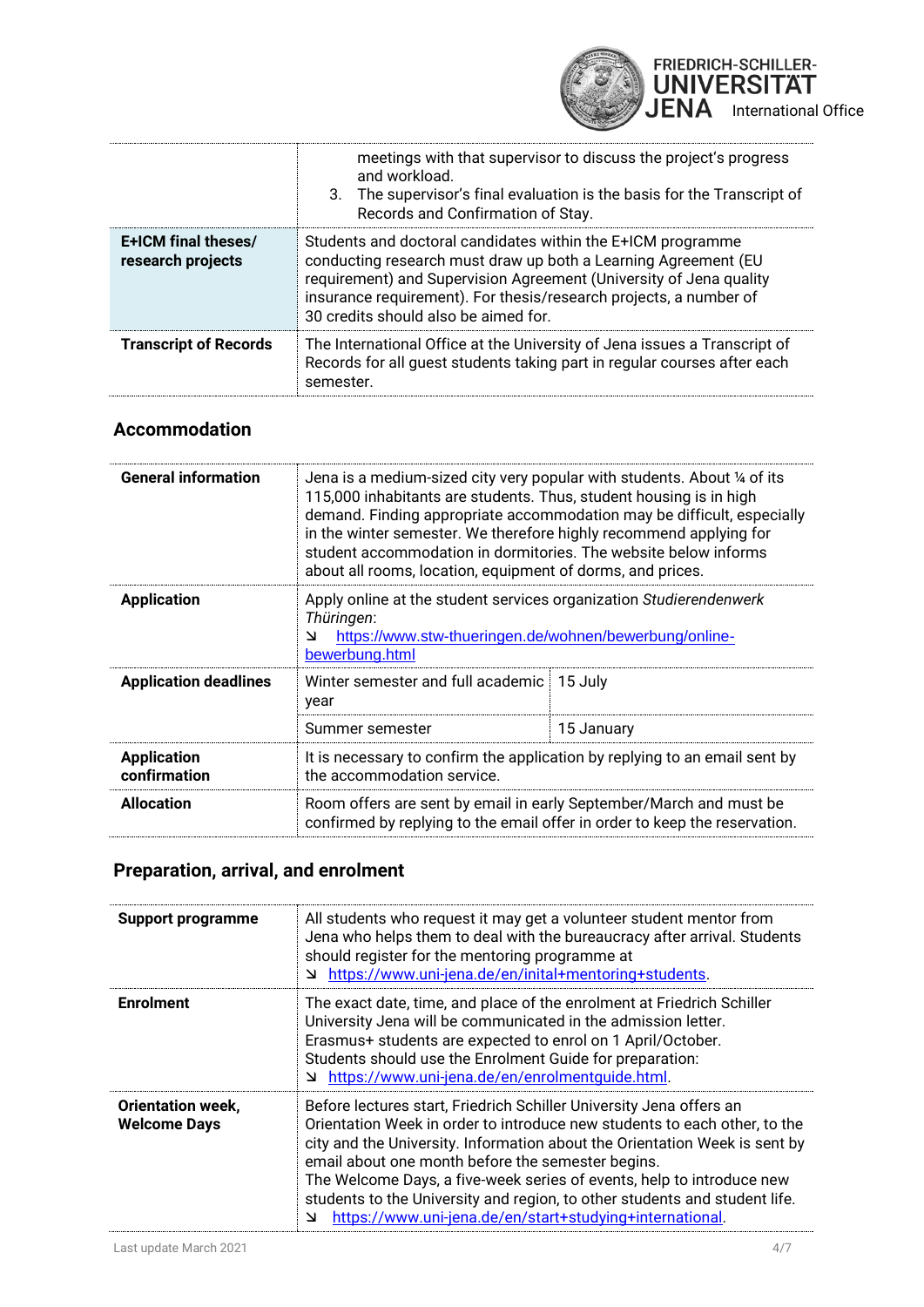| | |
|---|---|
| | meetings with that supervisor to discuss the project's progress and workload.<br>3. The supervisor's final evaluation is the basis for the Transcript of Records and Confirmation of Stay. |
| **E+ICM final theses/ research projects** | Students and doctoral candidates within the E+ICM programme conducting research must draw up both a Learning Agreement (EU requirement) and Supervision Agreement (University of Jena quality insurance requirement). For thesis/research projects, a number of 30 credits should also be aimed for. |
| **Transcript of Records** | The International Office at the University of Jena issues a Transcript of Records for all guest students taking part in regular courses after each semester. |

## Accommodation

| | | |
|---|---|---|
| **General information** | Jena is a medium-sized city very popular with students. About ¼ of its 115,000 inhabitants are students. Thus, student housing is in high demand. Finding appropriate accommodation may be difficult, especially in the winter semester. We therefore highly recommend applying for student accommodation in dormitories. The website below informs about all rooms, location, equipment of dorms, and prices. | |
| **Application** | Apply online at the student services organization *Studierendenwerk Thüringen*:<br>↘ https://www.stw-thueringen.de/wohnen/bewerbung/online-bewerbung.html | |
| **Application deadlines** | Winter semester and full academic year | 15 July |
| | Summer semester | 15 January |
| **Application confirmation** | It is necessary to confirm the application by replying to an email sent by the accommodation service. | |
| **Allocation** | Room offers are sent by email in early September/March and must be confirmed by replying to the email offer in order to keep the reservation. | |

## Preparation, arrival, and enrolment

| | |
|---|---|
| **Support programme** | All students who request it may get a volunteer student mentor from Jena who helps them to deal with the bureaucracy after arrival. Students should register for the mentoring programme at<br>↘ https://www.uni-jena.de/en/inital+mentoring+students. |
| **Enrolment** | The exact date, time, and place of the enrolment at Friedrich Schiller University Jena will be communicated in the admission letter. Erasmus+ students are expected to enrol on 1 April/October. Students should use the Enrolment Guide for preparation:<br>↘ https://www.uni-jena.de/en/enrolmentguide.html. |
| **Orientation week, Welcome Days** | Before lectures start, Friedrich Schiller University Jena offers an Orientation Week in order to introduce new students to each other, to the city and the University. Information about the Orientation Week is sent by email about one month before the semester begins.<br>The Welcome Days, a five-week series of events, help to introduce new students to the University and region, to other students and student life.<br>↘ https://www.uni-jena.de/en/start+studying+international. |

Last update March 2021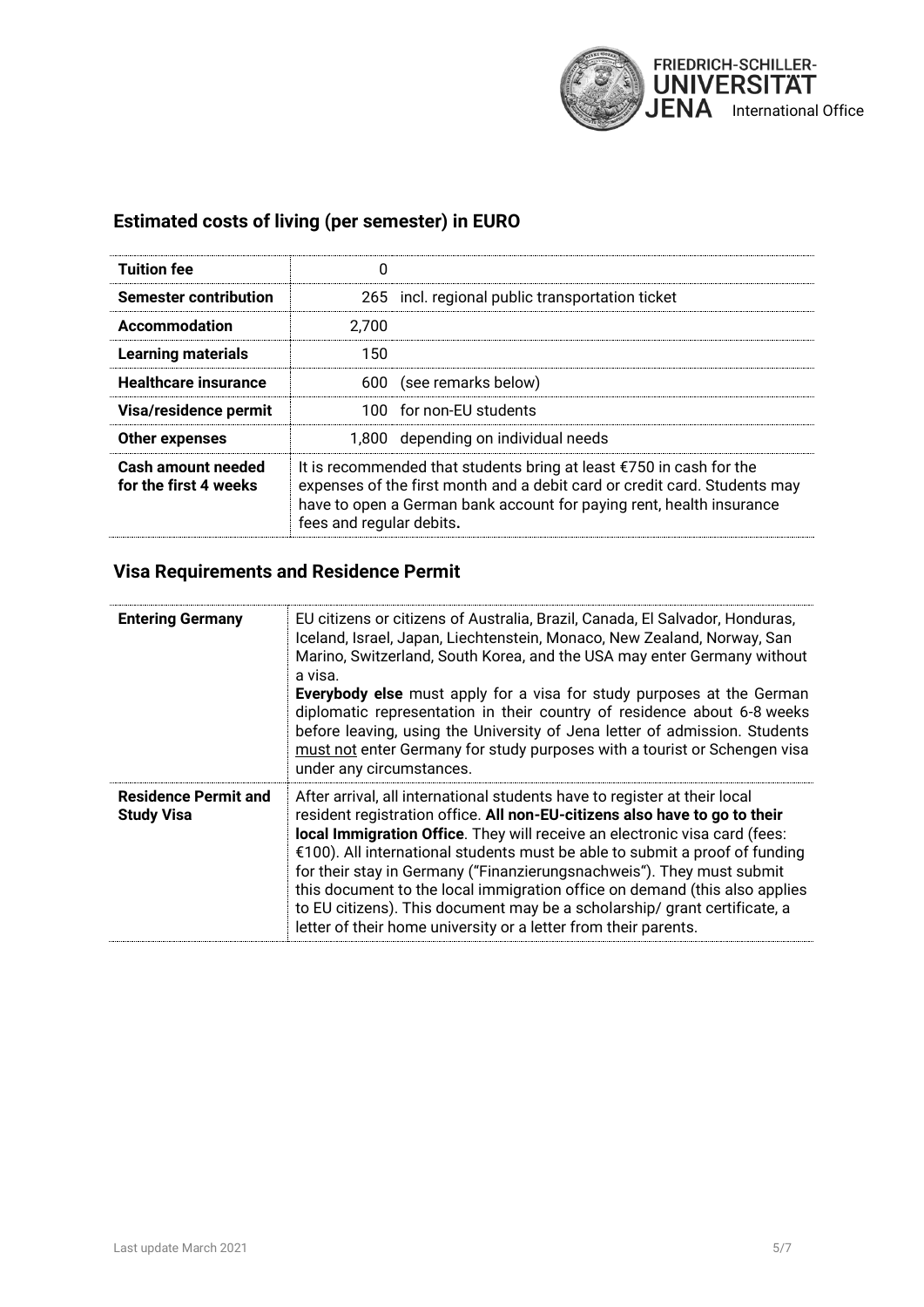## Estimated costs of living (per semester) in EURO

| | | |
|---|---|---|
| **Tuition fee** | 0 | |
| **Semester contribution** | 265 | incl. regional public transportation ticket |
| **Accommodation** | 2,700 | |
| **Learning materials** | 150 | |
| **Healthcare insurance** | 600 | (see remarks below) |
| **Visa/residence permit** | 100 | for non-EU students |
| **Other expenses** | 1,800 | depending on individual needs |
| **Cash amount needed for the first 4 weeks** | It is recommended that students bring at least €750 in cash for the expenses of the first month and a debit card or credit card. Students may have to open a German bank account for paying rent, health insurance fees and regular debits**.** | |

## Visa Requirements and Residence Permit

| | |
|---|---|
| **Entering Germany** | EU citizens or citizens of Australia, Brazil, Canada, El Salvador, Honduras, Iceland, Israel, Japan, Liechtenstein, Monaco, New Zealand, Norway, San Marino, Switzerland, South Korea, and the USA may enter Germany without a visa. **Everybody else** must apply for a visa for study purposes at the German diplomatic representation in their country of residence about 6-8 weeks before leaving, using the University of Jena letter of admission. Students must not enter Germany for study purposes with a tourist or Schengen visa under any circumstances. |
| **Residence Permit and Study Visa** | After arrival, all international students have to register at their local resident registration office. **All non-EU-citizens also have to go to their local Immigration Office**. They will receive an electronic visa card (fees: €100). All international students must be able to submit a proof of funding for their stay in Germany ("Finanzierungsnachweis"). They must submit this document to the local immigration office on demand (this also applies to EU citizens). This document may be a scholarship/ grant certificate, a letter of their home university or a letter from their parents. |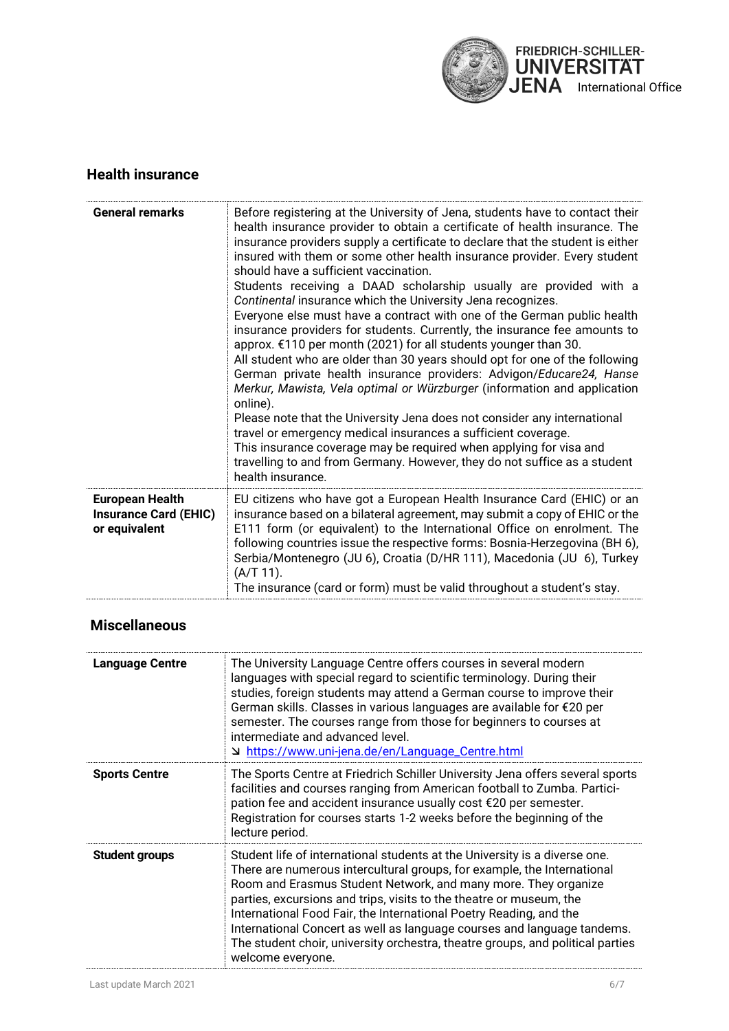## Health insurance

| | |
|---|---|
| **General remarks** | Before registering at the University of Jena, students have to contact their health insurance provider to obtain a certificate of health insurance. The insurance providers supply a certificate to declare that the student is either insured with them or some other health insurance provider. Every student should have a sufficient vaccination.<br>Students receiving a DAAD scholarship usually are provided with a *Continental* insurance which the University Jena recognizes.<br>Everyone else must have a contract with one of the German public health insurance providers for students. Currently, the insurance fee amounts to approx. €110 per month (2021) for all students younger than 30.<br>All student who are older than 30 years should opt for one of the following German private health insurance providers: Advigon/*Educare24, Hanse Merkur, Mawista, Vela optimal or Würzburger* (information and application online).<br>Please note that the University Jena does not consider any international travel or emergency medical insurances a sufficient coverage.<br>This insurance coverage may be required when applying for visa and travelling to and from Germany. However, they do not suffice as a student health insurance. |
| **European Health Insurance Card (EHIC) or equivalent** | EU citizens who have got a European Health Insurance Card (EHIC) or an insurance based on a bilateral agreement, may submit a copy of EHIC or the E111 form (or equivalent) to the International Office on enrolment. The following countries issue the respective forms: Bosnia-Herzegovina (BH 6), Serbia/Montenegro (JU 6), Croatia (D/HR 111), Macedonia (JU 6), Turkey (A/T 11).<br>The insurance (card or form) must be valid throughout a student's stay. |

## Miscellaneous

| | |
|---|---|
| **Language Centre** | The University Language Centre offers courses in several modern languages with special regard to scientific terminology. During their studies, foreign students may attend a German course to improve their German skills. Classes in various languages are available for €20 per semester. The courses range from those for beginners to courses at intermediate and advanced level.<br>↘ https://www.uni-jena.de/en/Language_Centre.html |
| **Sports Centre** | The Sports Centre at Friedrich Schiller University Jena offers several sports facilities and courses ranging from American football to Zumba. Participation fee and accident insurance usually cost €20 per semester. Registration for courses starts 1-2 weeks before the beginning of the lecture period. |
| **Student groups** | Student life of international students at the University is a diverse one. There are numerous intercultural groups, for example, the International Room and Erasmus Student Network, and many more. They organize parties, excursions and trips, visits to the theatre or museum, the International Food Fair, the International Poetry Reading, and the International Concert as well as language courses and language tandems. The student choir, university orchestra, theatre groups, and political parties welcome everyone. |

Last update March 2021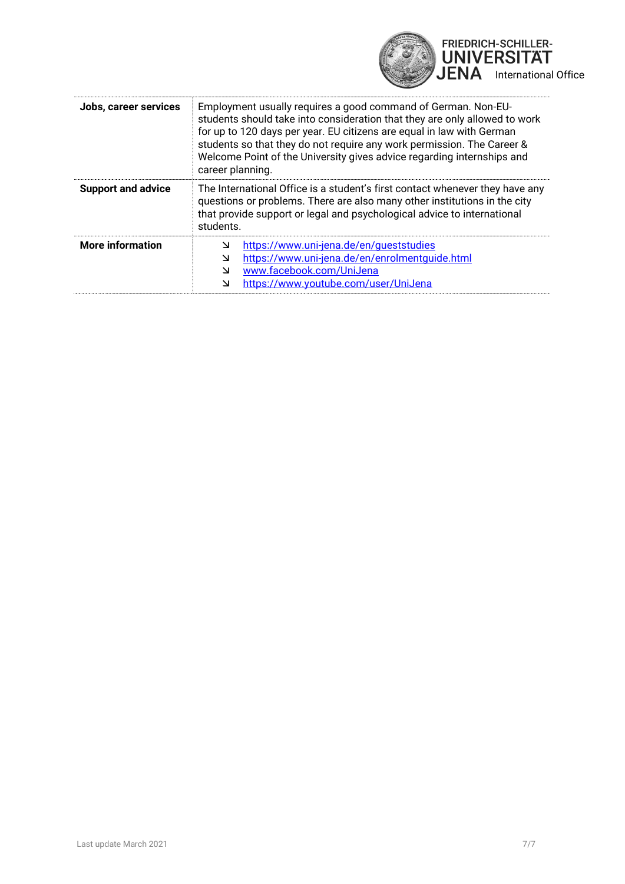| | |
|---|---|
| **Jobs, career services** | Employment usually requires a good command of German. Non-EU-students should take into consideration that they are only allowed to work for up to 120 days per year. EU citizens are equal in law with German students so that they do not require any work permission. The Career & Welcome Point of the University gives advice regarding internships and career planning. |
| **Support and advice** | The International Office is a student's first contact whenever they have any questions or problems. There are also many other institutions in the city that provide support or legal and psychological advice to international students. |
| **More information** | ↘ https://www.uni-jena.de/en/gueststudies<br>↘ https://www.uni-jena.de/en/enrolmentguide.html<br>↘ www.facebook.com/UniJena<br>↘ https://www.youtube.com/user/UniJena |

Last update March 2021